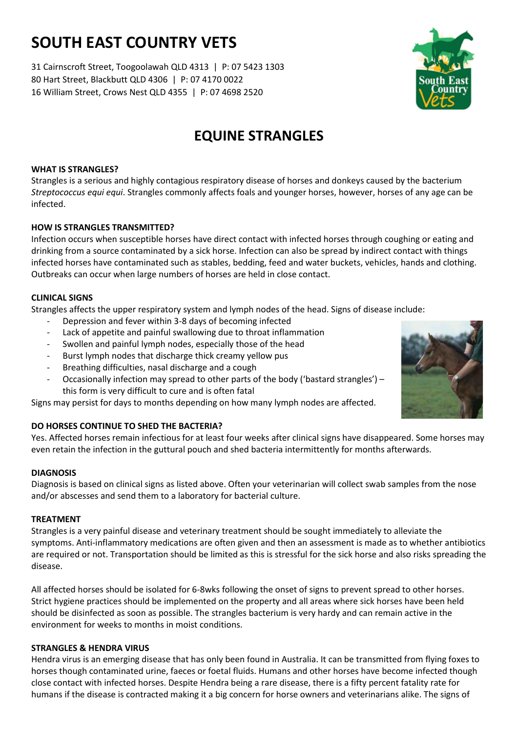# SOUTH EAST COUNTRY VETS

31 Cairnscroft Street, Toogoolawah QLD 4313 | P: 07 5423 1303
80 Hart Street, Blackbutt QLD 4306 | P: 07 4170 0022
16 William Street, Crows Nest QLD 4355 | P: 07 4698 2520

## EQUINE STRANGLES

### WHAT IS STRANGLES?

Strangles is a serious and highly contagious respiratory disease of horses and donkeys caused by the bacterium *Streptococcus equi equi*. Strangles commonly affects foals and younger horses, however, horses of any age can be infected.

### HOW IS STRANGLES TRANSMITTED?

Infection occurs when susceptible horses have direct contact with infected horses through coughing or eating and drinking from a source contaminated by a sick horse. Infection can also be spread by indirect contact with things infected horses have contaminated such as stables, bedding, feed and water buckets, vehicles, hands and clothing. Outbreaks can occur when large numbers of horses are held in close contact.

### CLINICAL SIGNS

Strangles affects the upper respiratory system and lymph nodes of the head. Signs of disease include:

- Depression and fever within 3-8 days of becoming infected
- Lack of appetite and painful swallowing due to throat inflammation
- Swollen and painful lymph nodes, especially those of the head
- Burst lymph nodes that discharge thick creamy yellow pus
- Breathing difficulties, nasal discharge and a cough
- Occasionally infection may spread to other parts of the body ('bastard strangles') – this form is very difficult to cure and is often fatal

Signs may persist for days to months depending on how many lymph nodes are affected.

### DO HORSES CONTINUE TO SHED THE BACTERIA?

Yes. Affected horses remain infectious for at least four weeks after clinical signs have disappeared. Some horses may even retain the infection in the guttural pouch and shed bacteria intermittently for months afterwards.

### DIAGNOSIS

Diagnosis is based on clinical signs as listed above. Often your veterinarian will collect swab samples from the nose and/or abscesses and send them to a laboratory for bacterial culture.

### TREATMENT

Strangles is a very painful disease and veterinary treatment should be sought immediately to alleviate the symptoms. Anti-inflammatory medications are often given and then an assessment is made as to whether antibiotics are required or not. Transportation should be limited as this is stressful for the sick horse and also risks spreading the disease.

All affected horses should be isolated for 6-8wks following the onset of signs to prevent spread to other horses. Strict hygiene practices should be implemented on the property and all areas where sick horses have been held should be disinfected as soon as possible. The strangles bacterium is very hardy and can remain active in the environment for weeks to months in moist conditions.

### STRANGLES & HENDRA VIRUS

Hendra virus is an emerging disease that has only been found in Australia. It can be transmitted from flying foxes to horses though contaminated urine, faeces or foetal fluids. Humans and other horses have become infected though close contact with infected horses. Despite Hendra being a rare disease, there is a fifty percent fatality rate for humans if the disease is contracted making it a big concern for horse owners and veterinarians alike. The signs of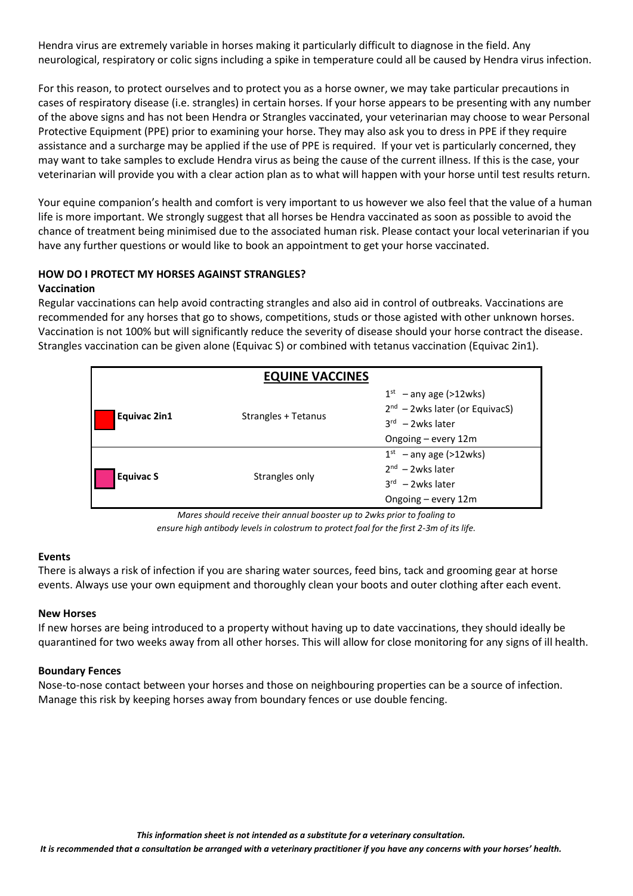Hendra virus are extremely variable in horses making it particularly difficult to diagnose in the field. Any neurological, respiratory or colic signs including a spike in temperature could all be caused by Hendra virus infection.

For this reason, to protect ourselves and to protect you as a horse owner, we may take particular precautions in cases of respiratory disease (i.e. strangles) in certain horses. If your horse appears to be presenting with any number of the above signs and has not been Hendra or Strangles vaccinated, your veterinarian may choose to wear Personal Protective Equipment (PPE) prior to examining your horse. They may also ask you to dress in PPE if they require assistance and a surcharge may be applied if the use of PPE is required. If your vet is particularly concerned, they may want to take samples to exclude Hendra virus as being the cause of the current illness. If this is the case, your veterinarian will provide you with a clear action plan as to what will happen with your horse until test results return.

Your equine companion's health and comfort is very important to us however we also feel that the value of a human life is more important. We strongly suggest that all horses be Hendra vaccinated as soon as possible to avoid the chance of treatment being minimised due to the associated human risk. Please contact your local veterinarian if you have any further questions or would like to book an appointment to get your horse vaccinated.

**HOW DO I PROTECT MY HORSES AGAINST STRANGLES?**

**Vaccination**

Regular vaccinations can help avoid contracting strangles and also aid in control of outbreaks. Vaccinations are recommended for any horses that go to shows, competitions, studs or those agisted with other unknown horses. Vaccination is not 100% but will significantly reduce the severity of disease should your horse contract the disease. Strangles vaccination can be given alone (Equivac S) or combined with tetanus vaccination (Equivac 2in1).

| EQUINE VACCINES | | |
|---|---|---|
| **Equivac 2in1** | Strangles + Tetanus | 1st – any age (>12wks)<br>2nd – 2wks later (or EquivacS)<br>3rd – 2wks later<br>Ongoing – every 12m |
| **Equivac S** | Strangles only | 1st – any age (>12wks)<br>2nd – 2wks later<br>3rd – 2wks later<br>Ongoing – every 12m |

*Mares should receive their annual booster up to 2wks prior to foaling to ensure high antibody levels in colostrum to protect foal for the first 2-3m of its life.*

**Events**

There is always a risk of infection if you are sharing water sources, feed bins, tack and grooming gear at horse events. Always use your own equipment and thoroughly clean your boots and outer clothing after each event.

**New Horses**

If new horses are being introduced to a property without having up to date vaccinations, they should ideally be quarantined for two weeks away from all other horses. This will allow for close monitoring for any signs of ill health.

**Boundary Fences**

Nose-to-nose contact between your horses and those on neighbouring properties can be a source of infection. Manage this risk by keeping horses away from boundary fences or use double fencing.

***This information sheet is not intended as a substitute for a veterinary consultation.***

***It is recommended that a consultation be arranged with a veterinary practitioner if you have any concerns with your horses' health.***